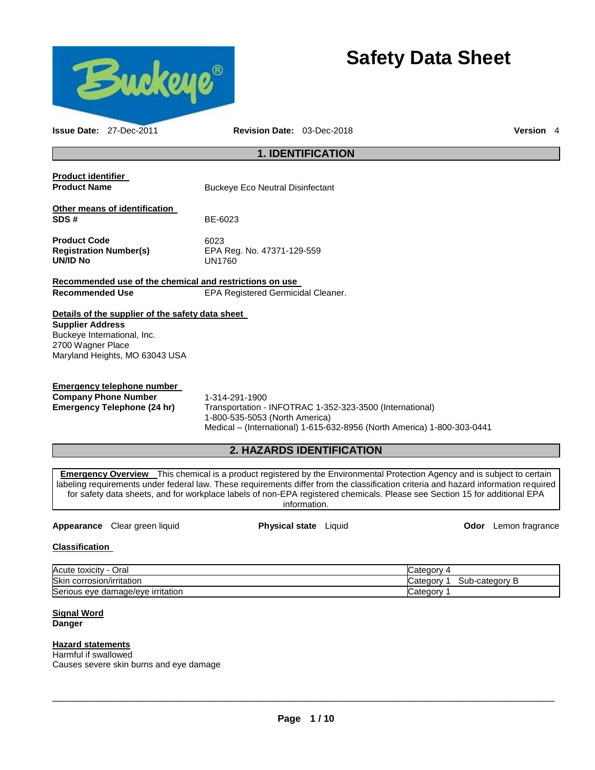# Safety Data Sheet

**Issue Date:** 27-Dec-2011 **Revision Date:** 03-Dec-2018 **Version** 4

## 1. IDENTIFICATION

**Product identifier**

**Product Name** Buckeye Eco Neutral Disinfectant

**Other means of identification**

**SDS #** BE-6023

**Product Code** 6023
**Registration Number(s)** EPA Reg. No. 47371-129-559
**UN/ID No** UN1760

**Recommended use of the chemical and restrictions on use**

**Recommended Use** EPA Registered Germicidal Cleaner.

**Details of the supplier of the safety data sheet**

**Supplier Address**
Buckeye International, Inc.
2700 Wagner Place
Maryland Heights, MO 63043 USA

**Emergency telephone number**

**Company Phone Number** 1-314-291-1900
**Emergency Telephone (24 hr)** Transportation - INFOTRAC 1-352-323-3500 (International)
1-800-535-5053 (North America)
Medical – (International) 1-615-632-8956 (North America) 1-800-303-0441

## 2. HAZARDS IDENTIFICATION

**Emergency Overview** This chemical is a product registered by the Environmental Protection Agency and is subject to certain labeling requirements under federal law. These requirements differ from the classification criteria and hazard information required for safety data sheets, and for workplace labels of non-EPA registered chemicals. Please see Section 15 for additional EPA information.

**Appearance** Clear green liquid **Physical state** Liquid **Odor** Lemon fragrance

**Classification**

| | |
|---|---|
| Acute toxicity - Oral | Category 4 |
| Skin corrosion/irritation | Category 1 Sub-category B |
| Serious eye damage/eye irritation | Category 1 |

**Signal Word**
**Danger**

**Hazard statements**
Harmful if swallowed
Causes severe skin burns and eye damage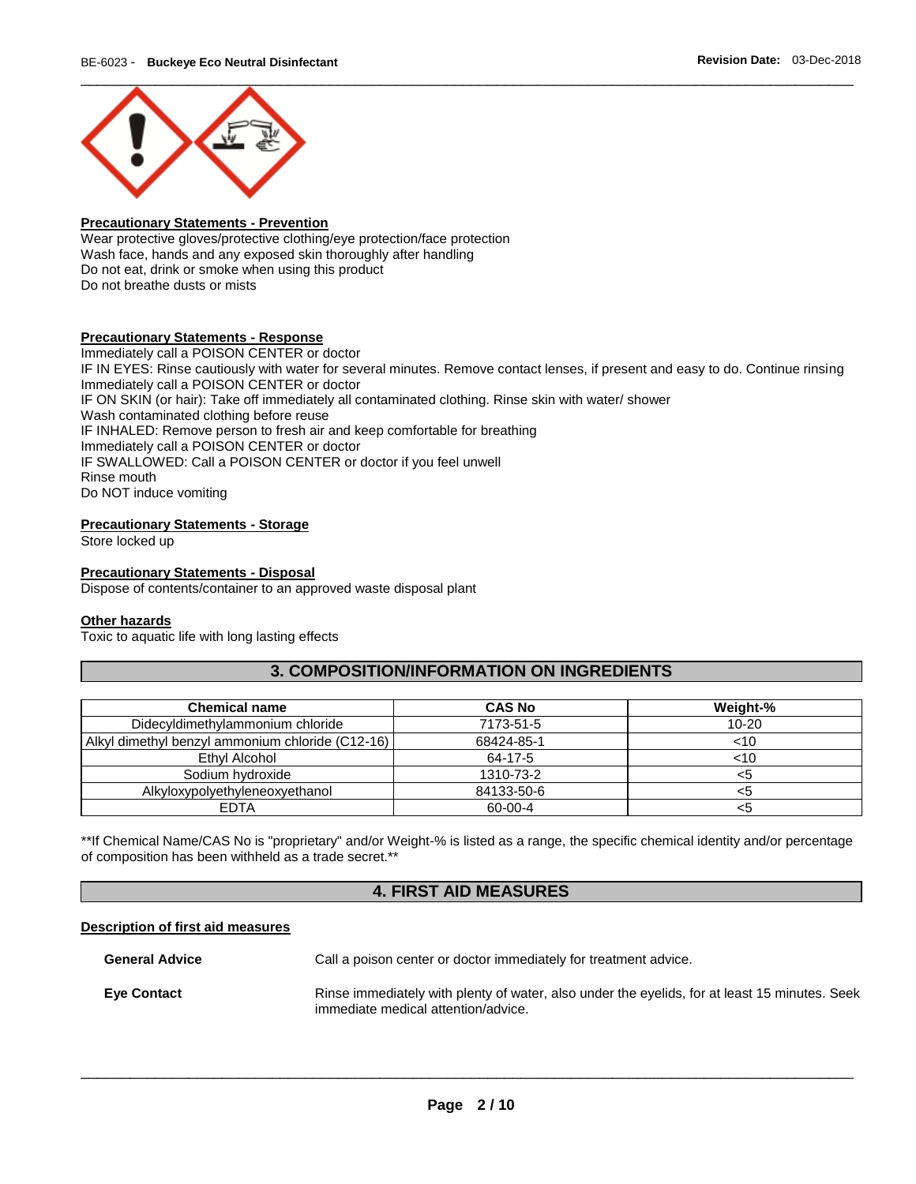**Precautionary Statements - Prevention**

Wear protective gloves/protective clothing/eye protection/face protection
Wash face, hands and any exposed skin thoroughly after handling
Do not eat, drink or smoke when using this product
Do not breathe dusts or mists

**Precautionary Statements - Response**

Immediately call a POISON CENTER or doctor
IF IN EYES: Rinse cautiously with water for several minutes. Remove contact lenses, if present and easy to do. Continue rinsing
Immediately call a POISON CENTER or doctor
IF ON SKIN (or hair): Take off immediately all contaminated clothing. Rinse skin with water/ shower
Wash contaminated clothing before reuse
IF INHALED: Remove person to fresh air and keep comfortable for breathing
Immediately call a POISON CENTER or doctor
IF SWALLOWED: Call a POISON CENTER or doctor if you feel unwell
Rinse mouth
Do NOT induce vomiting

**Precautionary Statements - Storage**

Store locked up

**Precautionary Statements - Disposal**

Dispose of contents/container to an approved waste disposal plant

**Other hazards**

Toxic to aquatic life with long lasting effects

## 3. COMPOSITION/INFORMATION ON INGREDIENTS

| Chemical name | CAS No | Weight-% |
|---|---|---|
| Didecyldimethylammonium chloride | 7173-51-5 | 10-20 |
| Alkyl dimethyl benzyl ammonium chloride (C12-16) | 68424-85-1 | <10 |
| Ethyl Alcohol | 64-17-5 | <10 |
| Sodium hydroxide | 1310-73-2 | <5 |
| Alkyloxypolyethyleneoxyethanol | 84133-50-6 | <5 |
| EDTA | 60-00-4 | <5 |

**If Chemical Name/CAS No is "proprietary" and/or Weight-% is listed as a range, the specific chemical identity and/or percentage of composition has been withheld as a trade secret.**

## 4. FIRST AID MEASURES

**Description of first aid measures**

**General Advice** Call a poison center or doctor immediately for treatment advice.

**Eye Contact** Rinse immediately with plenty of water, also under the eyelids, for at least 15 minutes. Seek immediate medical attention/advice.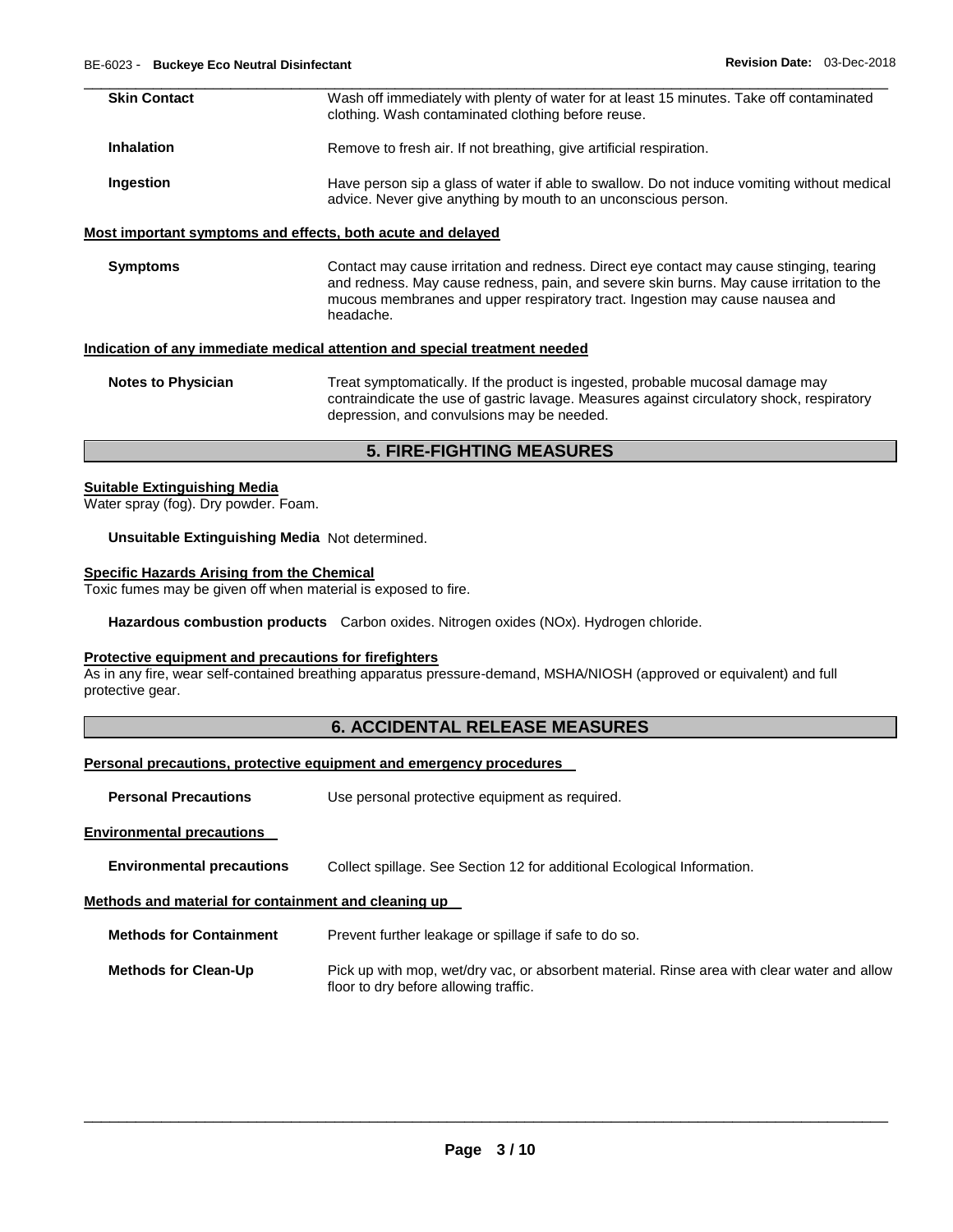**Skin Contact** Wash off immediately with plenty of water for at least 15 minutes. Take off contaminated clothing. Wash contaminated clothing before reuse.

**Inhalation** Remove to fresh air. If not breathing, give artificial respiration.

**Ingestion** Have person sip a glass of water if able to swallow. Do not induce vomiting without medical advice. Never give anything by mouth to an unconscious person.

**Most important symptoms and effects, both acute and delayed**

**Symptoms** Contact may cause irritation and redness. Direct eye contact may cause stinging, tearing and redness. May cause redness, pain, and severe skin burns. May cause irritation to the mucous membranes and upper respiratory tract. Ingestion may cause nausea and headache.

**Indication of any immediate medical attention and special treatment needed**

**Notes to Physician** Treat symptomatically. If the product is ingested, probable mucosal damage may contraindicate the use of gastric lavage. Measures against circulatory shock, respiratory depression, and convulsions may be needed.

## 5. FIRE-FIGHTING MEASURES

**Suitable Extinguishing Media**

Water spray (fog). Dry powder. Foam.

**Unsuitable Extinguishing Media** Not determined.

**Specific Hazards Arising from the Chemical**

Toxic fumes may be given off when material is exposed to fire.

**Hazardous combustion products** Carbon oxides. Nitrogen oxides (NOx). Hydrogen chloride.

**Protective equipment and precautions for firefighters**

As in any fire, wear self-contained breathing apparatus pressure-demand, MSHA/NIOSH (approved or equivalent) and full protective gear.

## 6. ACCIDENTAL RELEASE MEASURES

**Personal precautions, protective equipment and emergency procedures**

**Personal Precautions** Use personal protective equipment as required.

**Environmental precautions**

**Environmental precautions** Collect spillage. See Section 12 for additional Ecological Information.

**Methods and material for containment and cleaning up**

**Methods for Containment** Prevent further leakage or spillage if safe to do so.

**Methods for Clean-Up** Pick up with mop, wet/dry vac, or absorbent material. Rinse area with clear water and allow floor to dry before allowing traffic.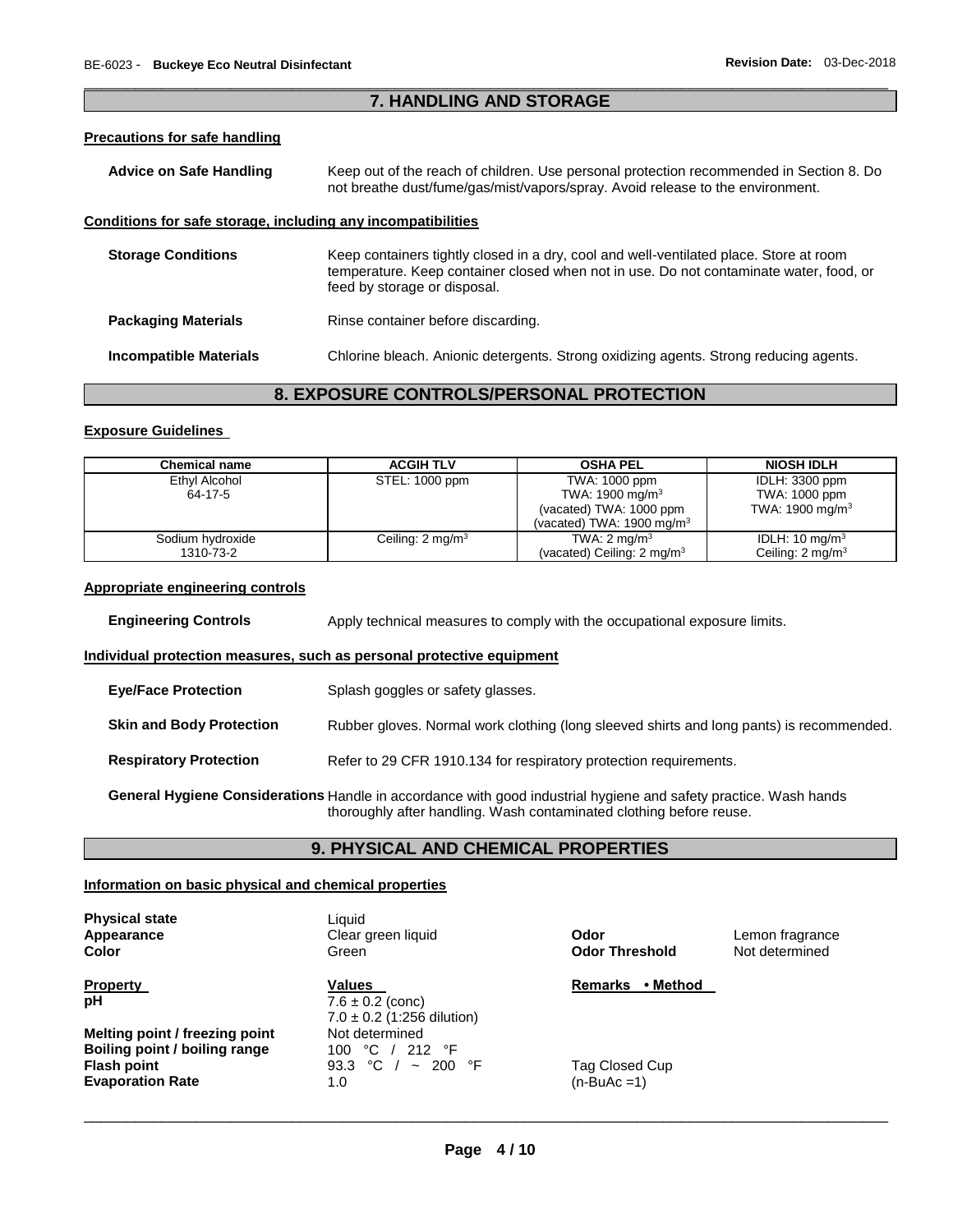## 7. HANDLING AND STORAGE

### Precautions for safe handling

**Advice on Safe Handling** Keep out of the reach of children. Use personal protection recommended in Section 8. Do not breathe dust/fume/gas/mist/vapors/spray. Avoid release to the environment.

### Conditions for safe storage, including any incompatibilities

**Storage Conditions** Keep containers tightly closed in a dry, cool and well-ventilated place. Store at room temperature. Keep container closed when not in use. Do not contaminate water, food, or feed by storage or disposal.

**Packaging Materials** Rinse container before discarding.

**Incompatible Materials** Chlorine bleach. Anionic detergents. Strong oxidizing agents. Strong reducing agents.

## 8. EXPOSURE CONTROLS/PERSONAL PROTECTION

### Exposure Guidelines

| Chemical name | ACGIH TLV | OSHA PEL | NIOSH IDLH |
|---|---|---|---|
| Ethyl Alcohol<br>64-17-5 | STEL: 1000 ppm | TWA: 1000 ppm<br>TWA: 1900 mg/m$^3$<br>(vacated) TWA: 1000 ppm<br>(vacated) TWA: 1900 mg/m$^3$ | IDLH: 3300 ppm<br>TWA: 1000 ppm<br>TWA: 1900 mg/m$^3$ |
| Sodium hydroxide<br>1310-73-2 | Ceiling: 2 mg/m$^3$ | TWA: 2 mg/m$^3$<br>(vacated) Ceiling: 2 mg/m$^3$ | IDLH: 10 mg/m$^3$<br>Ceiling: 2 mg/m$^3$ |

### Appropriate engineering controls

**Engineering Controls** Apply technical measures to comply with the occupational exposure limits.

### Individual protection measures, such as personal protective equipment

**Eye/Face Protection** Splash goggles or safety glasses.

**Skin and Body Protection** Rubber gloves. Normal work clothing (long sleeved shirts and long pants) is recommended.

**Respiratory Protection** Refer to 29 CFR 1910.134 for respiratory protection requirements.

**General Hygiene Considerations** Handle in accordance with good industrial hygiene and safety practice. Wash hands thoroughly after handling. Wash contaminated clothing before reuse.

## 9. PHYSICAL AND CHEMICAL PROPERTIES

### Information on basic physical and chemical properties

**Physical state** Liquid
**Appearance** Clear green liquid
**Color** Green
**Odor** Lemon fragrance
**Odor Threshold** Not determined

| Property | Values | Remarks • Method |
|---|---|---|
| **pH** | 7.6 ± 0.2 (conc)<br>7.0 ± 0.2 (1:256 dilution) | |
| **Melting point / freezing point** | Not determined | |
| **Boiling point / boiling range** | 100 °C / 212 °F | |
| **Flash point** | 93.3 °C / ~ 200 °F | Tag Closed Cup |
| **Evaporation Rate** | 1.0 | (n-BuAc =1) |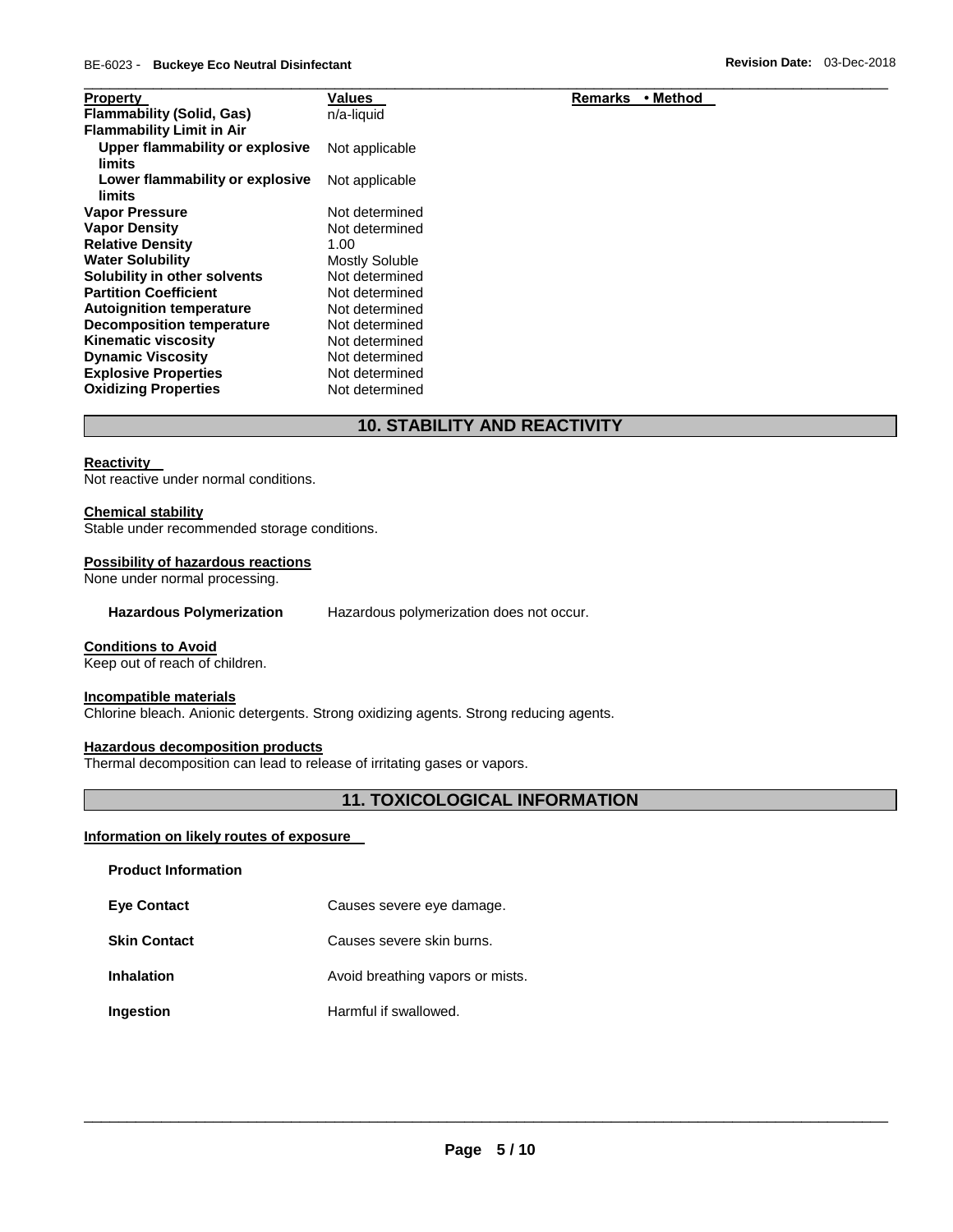| Property | Values | Remarks • Method |
|---|---|---|
| **Flammability (Solid, Gas)** | n/a-liquid | |
| **Flammability Limit in Air** | | |
| **Upper flammability or explosive limits** | Not applicable | |
| **Lower flammability or explosive limits** | Not applicable | |
| **Vapor Pressure** | Not determined | |
| **Vapor Density** | Not determined | |
| **Relative Density** | 1.00 | |
| **Water Solubility** | Mostly Soluble | |
| **Solubility in other solvents** | Not determined | |
| **Partition Coefficient** | Not determined | |
| **Autoignition temperature** | Not determined | |
| **Decomposition temperature** | Not determined | |
| **Kinematic viscosity** | Not determined | |
| **Dynamic Viscosity** | Not determined | |
| **Explosive Properties** | Not determined | |
| **Oxidizing Properties** | Not determined | |

## 10. STABILITY AND REACTIVITY

**Reactivity**

Not reactive under normal conditions.

**Chemical stability**

Stable under recommended storage conditions.

**Possibility of hazardous reactions**

None under normal processing.

**Hazardous Polymerization** Hazardous polymerization does not occur.

**Conditions to Avoid**

Keep out of reach of children.

**Incompatible materials**

Chlorine bleach. Anionic detergents. Strong oxidizing agents. Strong reducing agents.

**Hazardous decomposition products**

Thermal decomposition can lead to release of irritating gases or vapors.

## 11. TOXICOLOGICAL INFORMATION

**Information on likely routes of exposure**

**Product Information**

| | |
|---|---|
| **Eye Contact** | Causes severe eye damage. |
| **Skin Contact** | Causes severe skin burns. |
| **Inhalation** | Avoid breathing vapors or mists. |
| **Ingestion** | Harmful if swallowed. |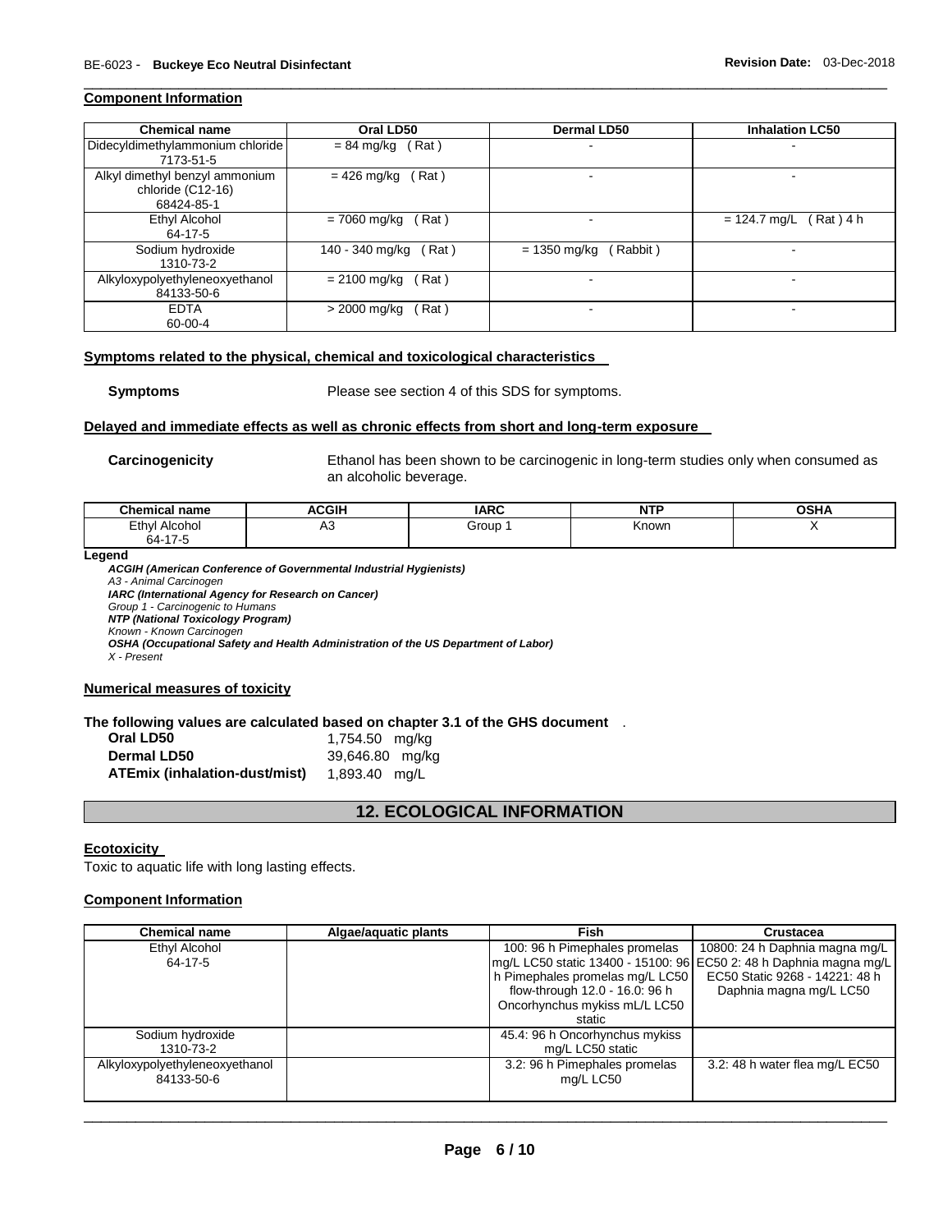### Component Information

| Chemical name | Oral LD50 | Dermal LD50 | Inhalation LC50 |
|---|---|---|---|
| Didecyldimethylammonium chloride 7173-51-5 | = 84 mg/kg ( Rat ) | - | - |
| Alkyl dimethyl benzyl ammonium chloride (C12-16) 68424-85-1 | = 426 mg/kg ( Rat ) | - | - |
| Ethyl Alcohol 64-17-5 | = 7060 mg/kg ( Rat ) | - | = 124.7 mg/L ( Rat ) 4 h |
| Sodium hydroxide 1310-73-2 | 140 - 340 mg/kg ( Rat ) | = 1350 mg/kg ( Rabbit ) | - |
| Alkyloxypolyethyleneoxyethanol 84133-50-6 | = 2100 mg/kg ( Rat ) | - | - |
| EDTA 60-00-4 | > 2000 mg/kg ( Rat ) | - | - |

### Symptoms related to the physical, chemical and toxicological characteristics

**Symptoms** Please see section 4 of this SDS for symptoms.

### Delayed and immediate effects as well as chronic effects from short and long-term exposure

**Carcinogenicity** Ethanol has been shown to be carcinogenic in long-term studies only when consumed as an alcoholic beverage.

| Chemical name | ACGIH | IARC | NTP | OSHA |
|---|---|---|---|---|
| Ethyl Alcohol 64-17-5 | A3 | Group 1 | Known | X |

**Legend**

***ACGIH (American Conference of Governmental Industrial Hygienists)***
*A3 - Animal Carcinogen*
***IARC (International Agency for Research on Cancer)***
*Group 1 - Carcinogenic to Humans*
***NTP (National Toxicology Program)***
*Known - Known Carcinogen*
***OSHA (Occupational Safety and Health Administration of the US Department of Labor)***
*X - Present*

### Numerical measures of toxicity

**The following values are calculated based on chapter 3.1 of the GHS document** .

**Oral LD50** 1,754.50 mg/kg
**Dermal LD50** 39,646.80 mg/kg
**ATEmix (inhalation-dust/mist)** 1,893.40 mg/L

## 12. ECOLOGICAL INFORMATION

### Ecotoxicity

Toxic to aquatic life with long lasting effects.

### Component Information

| Chemical name | Algae/aquatic plants | Fish | Crustacea |
|---|---|---|---|
| Ethyl Alcohol 64-17-5 | | 100: 96 h Pimephales promelas mg/L LC50 static 13400 - 15100: 96 h Pimephales promelas mg/L LC50 flow-through 12.0 - 16.0: 96 h Oncorhynchus mykiss mL/L LC50 static | 10800: 24 h Daphnia magna mg/L EC50 2: 48 h Daphnia magna mg/L EC50 Static 9268 - 14221: 48 h Daphnia magna mg/L LC50 |
| Sodium hydroxide 1310-73-2 | | 45.4: 96 h Oncorhynchus mykiss mg/L LC50 static | |
| Alkyloxypolyethyleneoxyethanol 84133-50-6 | | 3.2: 96 h Pimephales promelas mg/L LC50 | 3.2: 48 h water flea mg/L EC50 |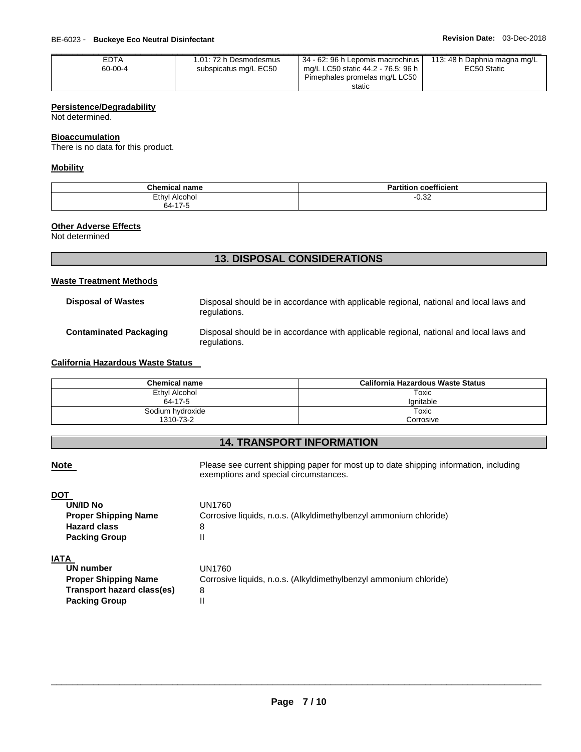| EDTA 60-00-4 | 1.01: 72 h Desmodesmus subspicatus mg/L EC50 | 34 - 62: 96 h Lepomis macrochirus mg/L LC50 static 44.2 - 76.5: 96 h Pimephales promelas mg/L LC50 static | 113: 48 h Daphnia magna mg/L EC50 Static |
|---|---|---|---|

**Persistence/Degradability**

Not determined.

**Bioaccumulation**

There is no data for this product.

**Mobility**

| Chemical name | Partition coefficient |
|---|---|
| Ethyl Alcohol 64-17-5 | -0.32 |

**Other Adverse Effects**

Not determined

## 13. DISPOSAL CONSIDERATIONS

**Waste Treatment Methods**

**Disposal of Wastes** Disposal should be in accordance with applicable regional, national and local laws and regulations.

**Contaminated Packaging** Disposal should be in accordance with applicable regional, national and local laws and regulations.

**California Hazardous Waste Status**

| Chemical name | California Hazardous Waste Status |
|---|---|
| Ethyl Alcohol 64-17-5 | Toxic Ignitable |
| Sodium hydroxide 1310-73-2 | Toxic Corrosive |

## 14. TRANSPORT INFORMATION

**Note** Please see current shipping paper for most up to date shipping information, including exemptions and special circumstances.

**DOT**

**UN/ID No** UN1760
**Proper Shipping Name** Corrosive liquids, n.o.s. (Alkyldimethylbenzyl ammonium chloride)
**Hazard class** 8
**Packing Group** II

**IATA**

**UN number** UN1760
**Proper Shipping Name** Corrosive liquids, n.o.s. (Alkyldimethylbenzyl ammonium chloride)
**Transport hazard class(es)** 8
**Packing Group** II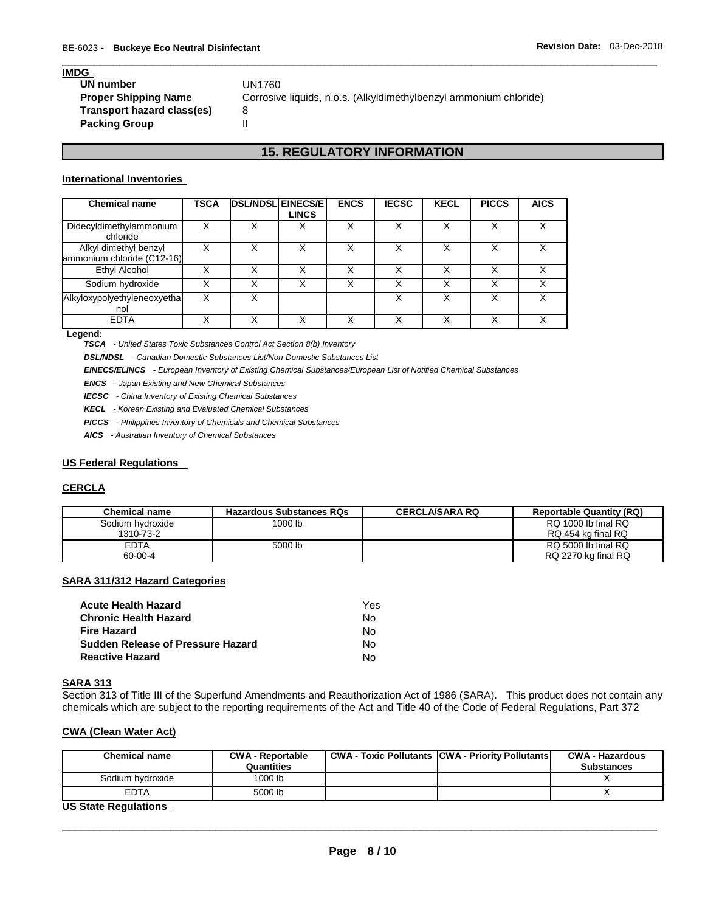**IMDG**

**UN number** UN1760
**Proper Shipping Name** Corrosive liquids, n.o.s. (Alkyldimethylbenzyl ammonium chloride)
**Transport hazard class(es)** 8
**Packing Group** II

## 15. REGULATORY INFORMATION

### International Inventories

| Chemical name | TSCA | DSL/NDSL | EINECS/ELINCS | ENCS | IECSC | KECL | PICCS | AICS |
|---|---|---|---|---|---|---|---|---|
| Didecyldimethylammonium chloride | X | X | X | X | X | X | X | X |
| Alkyl dimethyl benzyl ammonium chloride (C12-16) | X | X | X | X | X | X | X | X |
| Ethyl Alcohol | X | X | X | X | X | X | X | X |
| Sodium hydroxide | X | X | X | X | X | X | X | X |
| Alkyloxypolyethyleneoxyethanol | X | X | | | X | X | X | X |
| EDTA | X | X | X | X | X | X | X | X |

**Legend:**

***TSCA*** *- United States Toxic Substances Control Act Section 8(b) Inventory*

***DSL/NDSL*** *- Canadian Domestic Substances List/Non-Domestic Substances List*

***EINECS/ELINCS*** *- European Inventory of Existing Chemical Substances/European List of Notified Chemical Substances*

***ENCS*** *- Japan Existing and New Chemical Substances*

***IECSC*** *- China Inventory of Existing Chemical Substances*

***KECL*** *- Korean Existing and Evaluated Chemical Substances*

***PICCS*** *- Philippines Inventory of Chemicals and Chemical Substances*

***AICS*** *- Australian Inventory of Chemical Substances*

### US Federal Regulations

### CERCLA

| Chemical name | Hazardous Substances RQs | CERCLA/SARA RQ | Reportable Quantity (RQ) |
|---|---|---|---|
| Sodium hydroxide 1310-73-2 | 1000 lb | | RQ 1000 lb final RQ RQ 454 kg final RQ |
| EDTA 60-00-4 | 5000 lb | | RQ 5000 lb final RQ RQ 2270 kg final RQ |

### SARA 311/312 Hazard Categories

| | |
|---|---|
| **Acute Health Hazard** | Yes |
| **Chronic Health Hazard** | No |
| **Fire Hazard** | No |
| **Sudden Release of Pressure Hazard** | No |
| **Reactive Hazard** | No |

### SARA 313

Section 313 of Title III of the Superfund Amendments and Reauthorization Act of 1986 (SARA). This product does not contain any chemicals which are subject to the reporting requirements of the Act and Title 40 of the Code of Federal Regulations, Part 372

### CWA (Clean Water Act)

| Chemical name | CWA - Reportable Quantities | CWA - Toxic Pollutants | CWA - Priority Pollutants | CWA - Hazardous Substances |
|---|---|---|---|---|
| Sodium hydroxide | 1000 lb | | | X |
| EDTA | 5000 lb | | | X |

### US State Regulations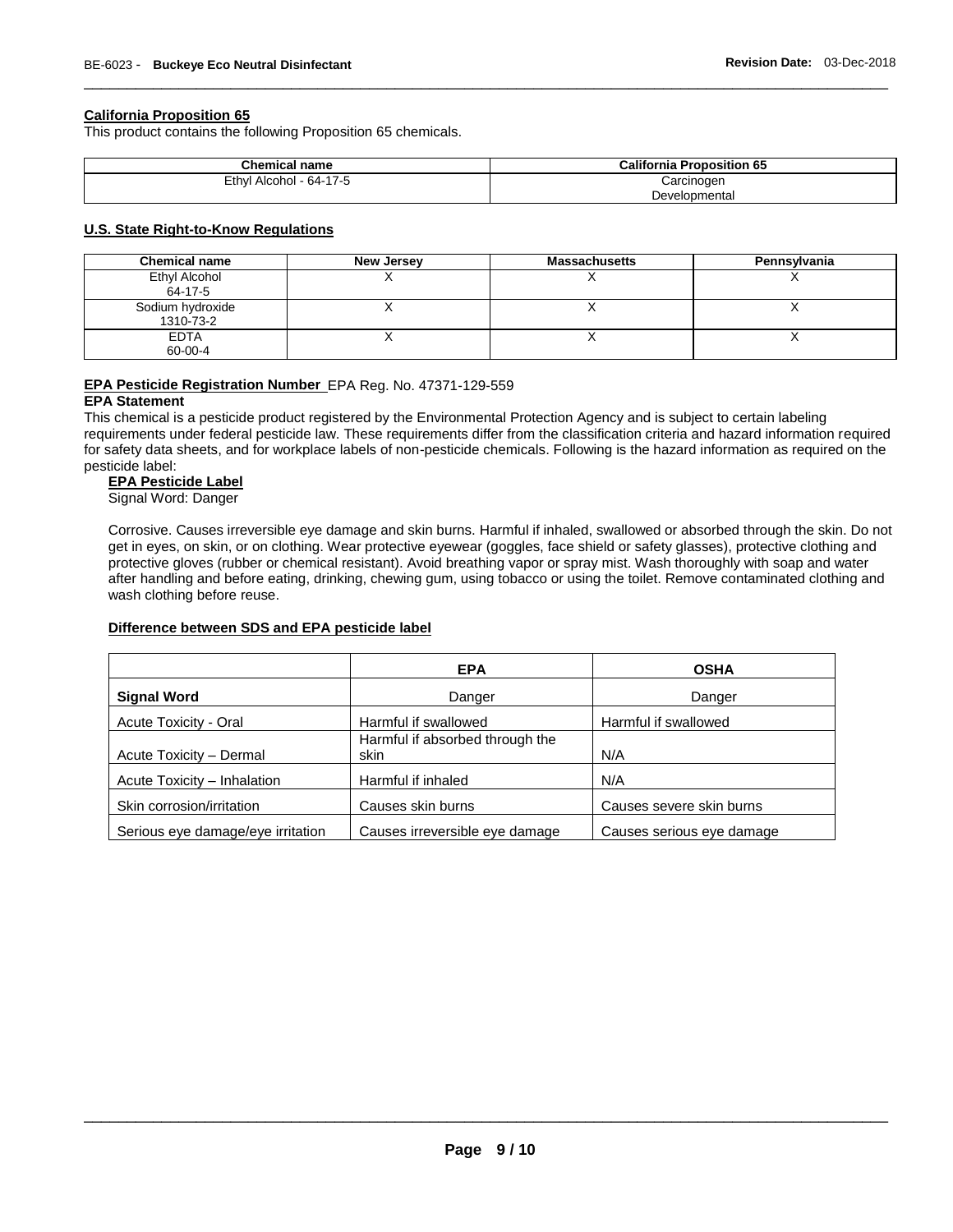**California Proposition 65**

This product contains the following Proposition 65 chemicals.

| Chemical name | California Proposition 65 |
| --- | --- |
| Ethyl Alcohol - 64-17-5 | Carcinogen<br>Developmental |

**U.S. State Right-to-Know Regulations**

| Chemical name | New Jersey | Massachusetts | Pennsylvania |
| --- | --- | --- | --- |
| Ethyl Alcohol<br>64-17-5 | X | X | X |
| Sodium hydroxide<br>1310-73-2 | X | X | X |
| EDTA<br>60-00-4 | X | X | X |

**EPA Pesticide Registration Number** EPA Reg. No. 47371-129-559

**EPA Statement**

This chemical is a pesticide product registered by the Environmental Protection Agency and is subject to certain labeling requirements under federal pesticide law. These requirements differ from the classification criteria and hazard information required for safety data sheets, and for workplace labels of non-pesticide chemicals. Following is the hazard information as required on the pesticide label:

**EPA Pesticide Label**

Signal Word: Danger

Corrosive. Causes irreversible eye damage and skin burns. Harmful if inhaled, swallowed or absorbed through the skin. Do not get in eyes, on skin, or on clothing. Wear protective eyewear (goggles, face shield or safety glasses), protective clothing and protective gloves (rubber or chemical resistant). Avoid breathing vapor or spray mist. Wash thoroughly with soap and water after handling and before eating, drinking, chewing gum, using tobacco or using the toilet. Remove contaminated clothing and wash clothing before reuse.

**Difference between SDS and EPA pesticide label**

| | EPA | OSHA |
| --- | --- | --- |
| **Signal Word** | Danger | Danger |
| Acute Toxicity - Oral | Harmful if swallowed | Harmful if swallowed |
| Acute Toxicity – Dermal | Harmful if absorbed through the skin | N/A |
| Acute Toxicity – Inhalation | Harmful if inhaled | N/A |
| Skin corrosion/irritation | Causes skin burns | Causes severe skin burns |
| Serious eye damage/eye irritation | Causes irreversible eye damage | Causes serious eye damage |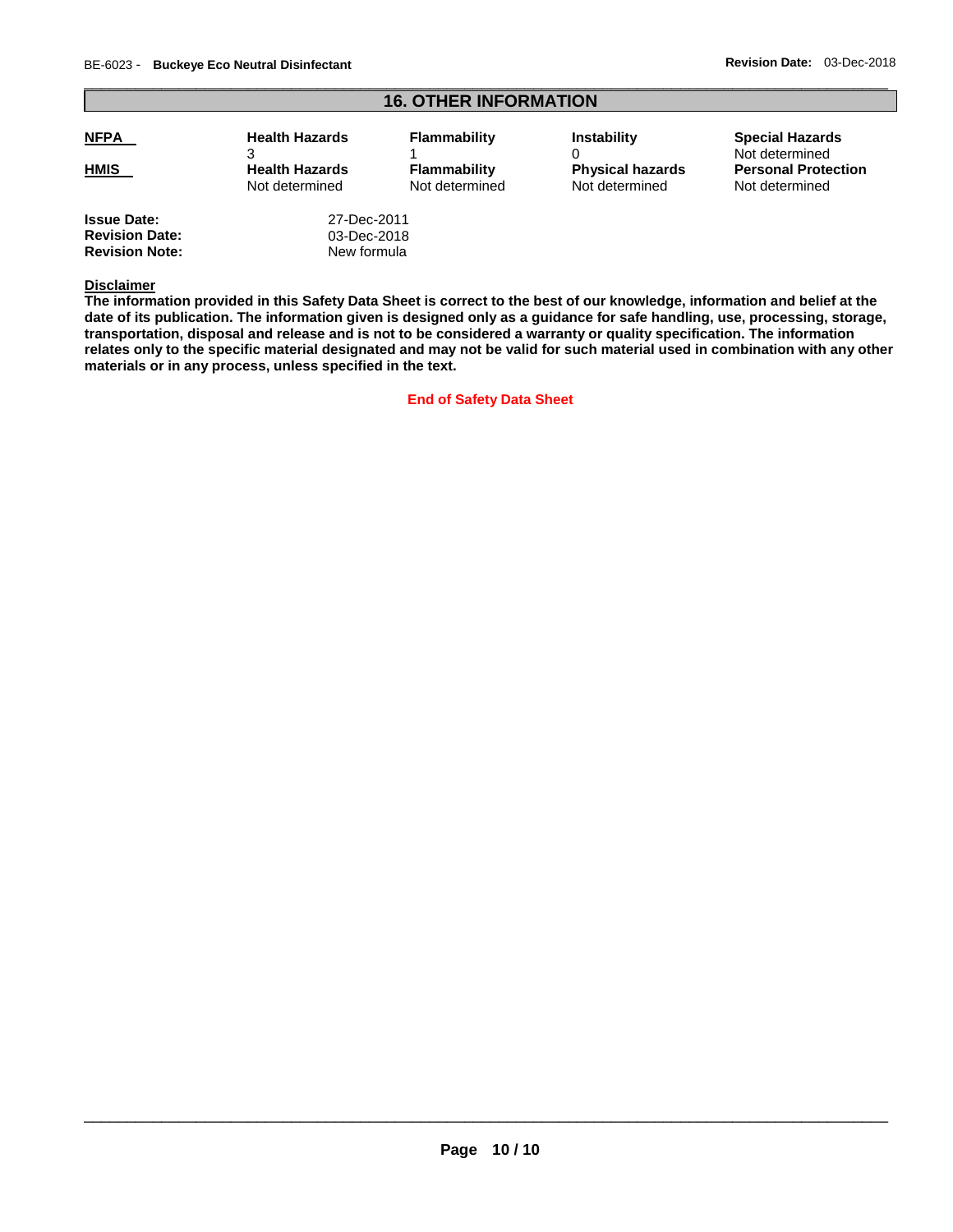## 16. OTHER INFORMATION

| | | | | |
|---|---|---|---|---|
| **NFPA** | **Health Hazards** 3 | **Flammability** 1 | **Instability** 0 | **Special Hazards** Not determined |
| **HMIS** | **Health Hazards** Not determined | **Flammability** Not determined | **Physical hazards** Not determined | **Personal Protection** Not determined |

**Issue Date:** 27-Dec-2011
**Revision Date:** 03-Dec-2018
**Revision Note:** New formula

**Disclaimer**

**The information provided in this Safety Data Sheet is correct to the best of our knowledge, information and belief at the date of its publication. The information given is designed only as a guidance for safe handling, use, processing, storage, transportation, disposal and release and is not to be considered a warranty or quality specification. The information relates only to the specific material designated and may not be valid for such material used in combination with any other materials or in any process, unless specified in the text.**

**End of Safety Data Sheet**